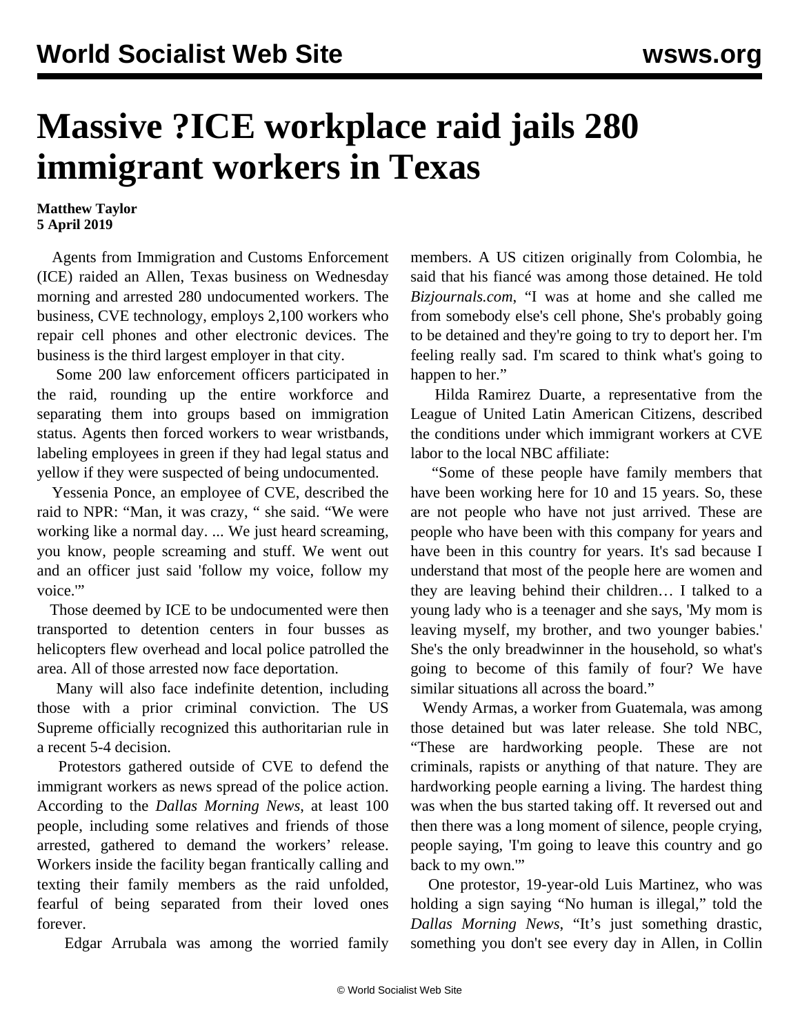# Massive ?ICE workplace raid jails 280 immigrant workers in Texas

**Matthew Taylor**
**5 April 2019**

Agents from Immigration and Customs Enforcement (ICE) raided an Allen, Texas business on Wednesday morning and arrested 280 undocumented workers. The business, CVE technology, employs 2,100 workers who repair cell phones and other electronic devices. The business is the third largest employer in that city.

Some 200 law enforcement officers participated in the raid, rounding up the entire workforce and separating them into groups based on immigration status. Agents then forced workers to wear wristbands, labeling employees in green if they had legal status and yellow if they were suspected of being undocumented.

Yessenia Ponce, an employee of CVE, described the raid to NPR: "Man, it was crazy, " she said. "We were working like a normal day. ... We just heard screaming, you know, people screaming and stuff. We went out and an officer just said 'follow my voice, follow my voice.'"

Those deemed by ICE to be undocumented were then transported to detention centers in four busses as helicopters flew overhead and local police patrolled the area. All of those arrested now face deportation.

Many will also face indefinite detention, including those with a prior criminal conviction. The US Supreme officially recognized this authoritarian rule in a recent 5-4 decision.

Protestors gathered outside of CVE to defend the immigrant workers as news spread of the police action. According to the *Dallas Morning News*, at least 100 people, including some relatives and friends of those arrested, gathered to demand the workers' release. Workers inside the facility began frantically calling and texting their family members as the raid unfolded, fearful of being separated from their loved ones forever.

Edgar Arrubala was among the worried family members. A US citizen originally from Colombia, he said that his fiancé was among those detained. He told *Bizjournals.com*, "I was at home and she called me from somebody else's cell phone, She's probably going to be detained and they're going to try to deport her. I'm feeling really sad. I'm scared to think what's going to happen to her."

Hilda Ramirez Duarte, a representative from the League of United Latin American Citizens, described the conditions under which immigrant workers at CVE labor to the local NBC affiliate:

"Some of these people have family members that have been working here for 10 and 15 years. So, these are not people who have not just arrived. These are people who have been with this company for years and have been in this country for years. It's sad because I understand that most of the people here are women and they are leaving behind their children… I talked to a young lady who is a teenager and she says, 'My mom is leaving myself, my brother, and two younger babies.' She's the only breadwinner in the household, so what's going to become of this family of four? We have similar situations all across the board."

Wendy Armas, a worker from Guatemala, was among those detained but was later release. She told NBC, "These are hardworking people. These are not criminals, rapists or anything of that nature. They are hardworking people earning a living. The hardest thing was when the bus started taking off. It reversed out and then there was a long moment of silence, people crying, people saying, 'I'm going to leave this country and go back to my own.'"

One protestor, 19-year-old Luis Martinez, who was holding a sign saying "No human is illegal," told the *Dallas Morning News*, "It's just something drastic, something you don't see every day in Allen, in Collin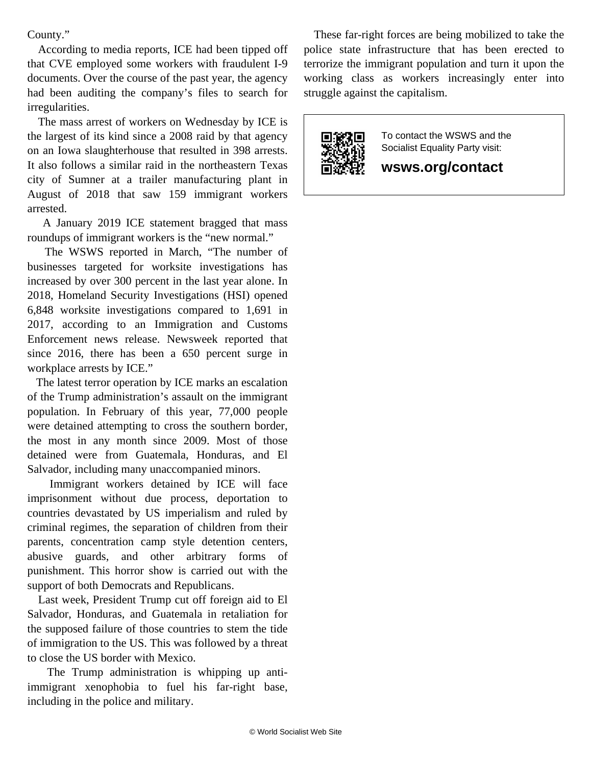County."

According to media reports, ICE had been tipped off that CVE employed some workers with fraudulent I-9 documents. Over the course of the past year, the agency had been auditing the company's files to search for irregularities.

The mass arrest of workers on Wednesday by ICE is the largest of its kind since a 2008 raid by that agency on an Iowa slaughterhouse that resulted in 398 arrests. It also follows a similar raid in the northeastern Texas city of Sumner at a trailer manufacturing plant in August of 2018 that saw 159 immigrant workers arrested.

A January 2019 ICE statement bragged that mass roundups of immigrant workers is the "new normal."

The WSWS reported in March, "The number of businesses targeted for worksite investigations has increased by over 300 percent in the last year alone. In 2018, Homeland Security Investigations (HSI) opened 6,848 worksite investigations compared to 1,691 in 2017, according to an Immigration and Customs Enforcement news release. Newsweek reported that since 2016, there has been a 650 percent surge in workplace arrests by ICE."

The latest terror operation by ICE marks an escalation of the Trump administration's assault on the immigrant population. In February of this year, 77,000 people were detained attempting to cross the southern border, the most in any month since 2009. Most of those detained were from Guatemala, Honduras, and El Salvador, including many unaccompanied minors.

Immigrant workers detained by ICE will face imprisonment without due process, deportation to countries devastated by US imperialism and ruled by criminal regimes, the separation of children from their parents, concentration camp style detention centers, abusive guards, and other arbitrary forms of punishment. This horror show is carried out with the support of both Democrats and Republicans.

Last week, President Trump cut off foreign aid to El Salvador, Honduras, and Guatemala in retaliation for the supposed failure of those countries to stem the tide of immigration to the US. This was followed by a threat to close the US border with Mexico.

The Trump administration is whipping up anti-immigrant xenophobia to fuel his far-right base, including in the police and military.

These far-right forces are being mobilized to take the police state infrastructure that has been erected to terrorize the immigrant population and turn it upon the working class as workers increasingly enter into struggle against the capitalism.

To contact the WSWS and the Socialist Equality Party visit:

**wsws.org/contact**